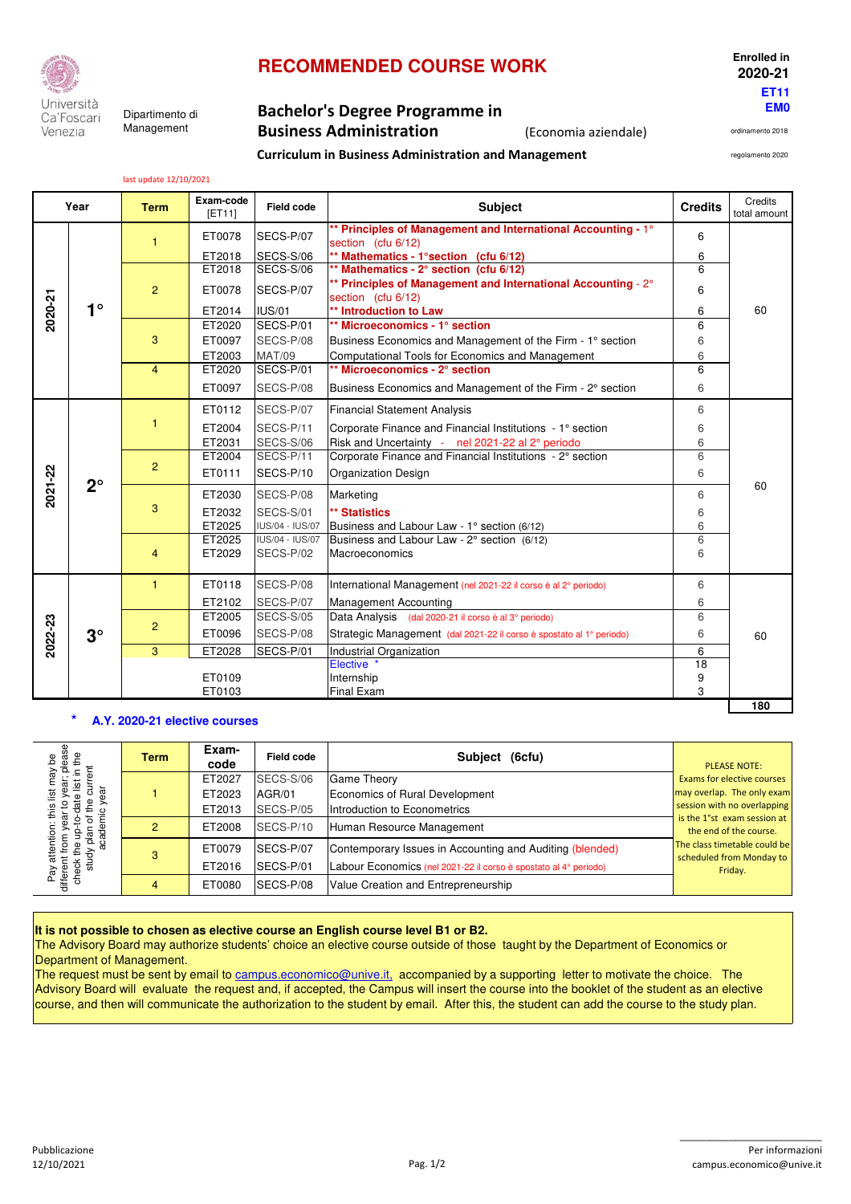Università Ca' Foscari Venezia

Dipartimento di Management

# RECOMMENDED COURSE WORK

## Bachelor's Degree Programme in Business Administration (Economia aziendale)

### Curriculum in Business Administration and Management

Enrolled in **2020-21**

**ET11**
**EM0**

ordinamento 2018

regolamento 2020

last update 12/10/2021

| Year | | Term | Exam-code [ET11] | Field code | Subject | Credits | Credits total amount |
|---|---|---|---|---|---|---|---|
| 2020-21 | 1° | 1 | ET0078 | SECS-P/07 | ** Principles of Management and International Accounting - 1° section (cfu 6/12) | 6 | 60 |
| | | | ET2018 | SECS-S/06 | ** Mathematics - 1°section (cfu 6/12) | 6 | |
| | | 2 | ET2018 | SECS-S/06 | ** Mathematics - 2° section (cfu 6/12) | 6 | |
| | | | ET0078 | SECS-P/07 | ** Principles of Management and International Accounting - 2° section (cfu 6/12) | 6 | |
| | | | ET2014 | IUS/01 | ** Introduction to Law | 6 | |
| | | 3 | ET2020 | SECS-P/01 | ** Microeconomics - 1° section | 6 | |
| | | | ET0097 | SECS-P/08 | Business Economics and Management of the Firm - 1° section | 6 | |
| | | | ET2003 | MAT/09 | Computational Tools for Economics and Management | 6 | |
| | | 4 | ET2020 | SECS-P/01 | ** Microeconomics - 2° section | 6 | |
| | | | ET0097 | SECS-P/08 | Business Economics and Management of the Firm - 2° section | 6 | |
| 2021-22 | 2° | 1 | ET0112 | SECS-P/07 | Financial Statement Analysis | 6 | 60 |
| | | | ET2004 | SECS-P/11 | Corporate Finance and Financial Institutions - 1° section | 6 | |
| | | | ET2031 | SECS-S/06 | Risk and Uncertainty - nel 2021-22 al 2° periodo | 6 | |
| | | 2 | ET2004 | SECS-P/11 | Corporate Finance and Financial Institutions - 2° section | 6 | |
| | | | ET0111 | SECS-P/10 | Organization Design | 6 | |
| | | 3 | ET2030 | SECS-P/08 | Marketing | 6 | |
| | | | ET2032 | SECS-S/01 | ** Statistics | 6 | |
| | | | ET2025 | IUS/04 - IUS/07 | Business and Labour Law - 1° section (6/12) | 6 | |
| | | 4 | ET2025 | IUS/04 - IUS/07 | Business and Labour Law - 2° section (6/12) | 6 | |
| | | | ET2029 | SECS-P/02 | Macroeconomics | 6 | |
| 2022-23 | 3° | 1 | ET0118 | SECS-P/08 | International Management (nel 2021-22 il corso è al 2° periodo) | 6 | 60 |
| | | | ET2102 | SECS-P/07 | Management Accounting | 6 | |
| | | 2 | ET2005 | SECS-S/05 | Data Analysis (dal 2020-21 il corso è al 3° periodo) | 6 | |
| | | | ET0096 | SECS-P/08 | Strategic Management (dal 2021-22 il corso è spostato al 1° periodo) | 6 | |
| | | 3 | ET2028 | SECS-P/01 | Industrial Organization | 6 | |
| | | | | | Elective * | 18 | |
| | | | ET0109 | | Internship | 9 | |
| | | | ET0103 | | Final Exam | 3 | |
| | | | | | | | 180 |

**\* A.Y. 2020-21 elective courses**

Pay attention: this list may be different from year to year; please check the up-to-date list in the study plan of the current academic year

| Term | Exam-code | Field code | Subject (6cfu) |
|---|---|---|---|
| 1 | ET2027 | SECS-S/06 | Game Theory |
| | ET2023 | AGR/01 | Economics of Rural Development |
| | ET2013 | SECS-P/05 | Introduction to Econometrics |
| 2 | ET2008 | SECS-P/10 | Human Resource Management |
| 3 | ET0079 | SECS-P/07 | Contemporary Issues in Accounting and Auditing (blended) |
| | ET2016 | SECS-P/01 | Labour Economics (nel 2021-22 il corso è spostato al 4° periodo) |
| 4 | ET0080 | SECS-P/08 | Value Creation and Entrepreneurship |

PLEASE NOTE: Exams for elective courses may overlap. The only exam session with no overlapping is the 1°st exam session at the end of the course. The class timetable could be scheduled from Monday to Friday.

**It is not possible to chosen as elective course an English course level B1 or B2.**
The Advisory Board may authorize students' choice an elective course outside of those taught by the Department of Economics or Department of Management.
The request must be sent by email to campus.economico@unive.it, accompanied by a supporting letter to motivate the choice. The Advisory Board will evaluate the request and, if accepted, the Campus will insert the course into the booklet of the student as an elective course, and then will communicate the authorization to the student by email. After this, the student can add the course to the study plan.

Pubblicazione 12/10/2021

Per informazioni campus.economico@unive.it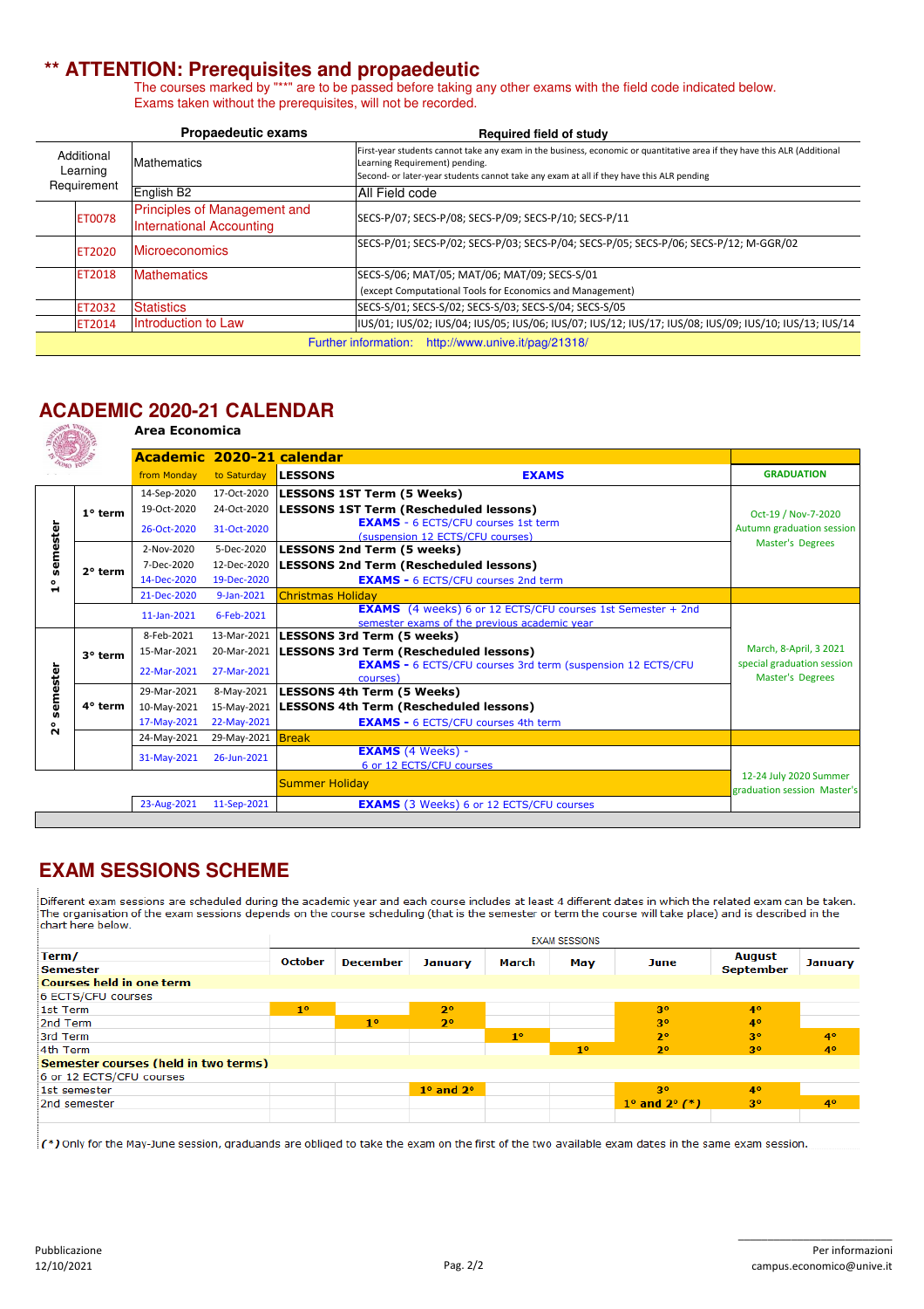## ** ATTENTION: Prerequisites and propaedeutic

The courses marked by "**" are to be passed before taking any other exams with the field code indicated below.
Exams taken without the prerequisites, will not be recorded.

| Propaedeutic exams | | | Required field of study |
|---|---|---|---|
| Additional Learning Requirement | | Mathematics | First-year students cannot take any exam in the business, economic or quantitative area if they have this ALR (Additional Learning Requirement) pending. Second- or later-year students cannot take any exam at all if they have this ALR pending |
| | | English B2 | All Field code |
| | ET0078 | Principles of Management and International Accounting | SECS-P/07; SECS-P/08; SECS-P/09; SECS-P/10; SECS-P/11 |
| | ET2020 | Microeconomics | SECS-P/01; SECS-P/02; SECS-P/03; SECS-P/04; SECS-P/05; SECS-P/06; SECS-P/12; M-GGR/02 |
| | ET2018 | Mathematics | SECS-S/06; MAT/05; MAT/06; MAT/09; SECS-S/01 (except Computational Tools for Economics and Management) |
| | ET2032 | Statistics | SECS-S/01; SECS-S/02; SECS-S/03; SECS-S/04; SECS-S/05 |
| | ET2014 | Introduction to Law | IUS/01; IUS/02; IUS/04; IUS/05; IUS/06; IUS/07; IUS/12; IUS/17; IUS/08; IUS/09; IUS/10; IUS/13; IUS/14 |

Further information: http://www.unive.it/pag/21318/

## ACADEMIC 2020-21 CALENDAR

**Area Economica**

| | | **Academic 2020-21 calendar** | | | |
|---|---|---|---|---|---|
| | | from Monday | to Saturday | **LESSONS** / **EXAMS** | **GRADUATION** |
| 1° semester | 1° term | 14-Sep-2020 | 17-Oct-2020 | **LESSONS 1ST Term (5 Weeks)** | Oct-19 / Nov-7-2020 Autumn graduation session Master's Degrees |
| | | 19-Oct-2020 | 24-Oct-2020 | **LESSONS 1ST Term (Rescheduled lessons)** | |
| | | 26-Oct-2020 | 31-Oct-2020 | **EXAMS** - 6 ECTS/CFU courses 1st term (suspension 12 ECTS/CFU courses) | |
| | 2° term | 2-Nov-2020 | 5-Dec-2020 | **LESSONS 2nd Term (5 weeks)** | |
| | | 7-Dec-2020 | 12-Dec-2020 | **LESSONS 2nd Term (Rescheduled lessons)** | |
| | | 14-Dec-2020 | 19-Dec-2020 | **EXAMS** - 6 ECTS/CFU courses 2nd term | |
| | | 21-Dec-2020 | 9-Jan-2021 | Christmas Holiday | |
| | | 11-Jan-2021 | 6-Feb-2021 | **EXAMS** (4 weeks) 6 or 12 ECTS/CFU courses 1st Semester + 2nd semester exams of the previous academic year | |
| 2° semester | 3° term | 8-Feb-2021 | 13-Mar-2021 | **LESSONS 3rd Term (5 weeks)** | March, 8-April, 3 2021 special graduation session Master's Degrees |
| | | 15-Mar-2021 | 20-Mar-2021 | **LESSONS 3rd Term (Rescheduled lessons)** | |
| | | 22-Mar-2021 | 27-Mar-2021 | **EXAMS** - 6 ECTS/CFU courses 3rd term (suspension 12 ECTS/CFU courses) | |
| | 4° term | 29-Mar-2021 | 8-May-2021 | **LESSONS 4th Term (5 Weeks)** | |
| | | 10-May-2021 | 15-May-2021 | **LESSONS 4th Term (Rescheduled lessons)** | |
| | | 17-May-2021 | 22-May-2021 | **EXAMS** - 6 ECTS/CFU courses 4th term | |
| | | 24-May-2021 | 29-May-2021 | Break | |
| | | 31-May-2021 | 26-Jun-2021 | **EXAMS** (4 Weeks) - 6 or 12 ECTS/CFU courses | 12-24 July 2020 Summer graduation session Master's |
| | | | | Summer Holiday | |
| | | 23-Aug-2021 | 11-Sep-2021 | **EXAMS** (3 Weeks) 6 or 12 ECTS/CFU courses | |

## EXAM SESSIONS SCHEME

Different exam sessions are scheduled during the academic year and each course includes at least 4 different dates in which the related exam can be taken. The organisation of the exam sessions depends on the course scheduling (that is the semester or term the course will take place) and is described in the chart here below.

| | EXAM SESSIONS | | | | | | |
|---|---|---|---|---|---|---|---|
| **Term/ Semester** | **October** | **December** | **January** | **March** | **May** | **June** | **August September** | **January** |
| **Courses held in one term** | | | | | | | | |
| 6 ECTS/CFU courses | | | | | | | | |
| 1st Term | 1° | | 2° | | | 3° | 4° | |
| 2nd Term | | 1° | 2° | | | 3° | 4° | |
| 3rd Term | | | | 1° | | 2° | 3° | 4° |
| 4th Term | | | | | 1° | 2° | 3° | 4° |
| **Semester courses (held in two terms)** | | | | | | | | |
| 6 or 12 ECTS/CFU courses | | | | | | | | |
| 1st semester | | | 1° and 2° | | | 3° | 4° | |
| 2nd semester | | | | | | 1° and 2° (*) | 3° | 4° |

(*) Only for the May-June session, graduands are obliged to take the exam on the first of the two available exam dates in the same exam session.

Pubblicazione
12/10/2021

Per informazioni
campus.economico@unive.it